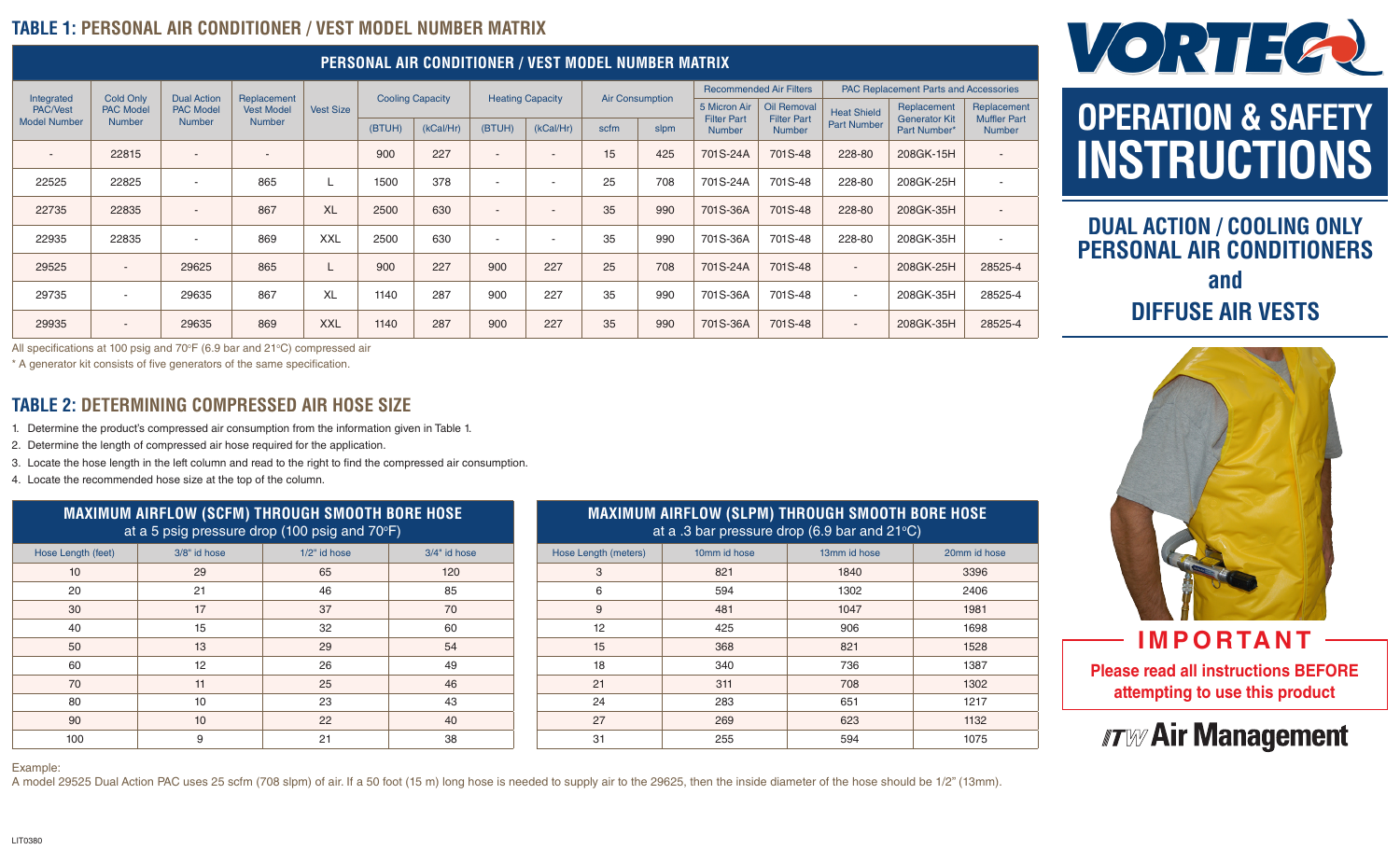## TABLE 1: PERSONAL AIR CONDITIONER / VEST MODEL NUMBER MATRIX

| PERSONAL AIR CONDITIONER / VEST MODEL NUMBER MATRIX | | | | | | | | | | | | | | | |
|---|---|---|---|---|---|---|---|---|---|---|---|---|---|---|---|
| Integrated PAC/Vest Model Number | Cold Only PAC Model Number | Dual Action PAC Model Number | Replacement Vest Model Number | Vest Size | Cooling Capacity | | Heating Capacity | | Air Consumption | | Recommended Air Filters | | PAC Replacement Parts and Accessories | | |
| | | | | | (BTUH) | (kCal/Hr) | (BTUH) | (kCal/Hr) | scfm | slpm | 5 Micron Air Filter Part Number | Oil Removal Filter Part Number | Heat Shield Part Number | Replacement Generator Kit Part Number* | Replacement Muffler Part Number |
| - | 22815 | - | - | | 900 | 227 | - | - | 15 | 425 | 701S-24A | 701S-48 | 228-80 | 208GK-15H | - |
| 22525 | 22825 | - | 865 | L | 1500 | 378 | - | - | 25 | 708 | 701S-24A | 701S-48 | 228-80 | 208GK-25H | - |
| 22735 | 22835 | - | 867 | XL | 2500 | 630 | - | - | 35 | 990 | 701S-36A | 701S-48 | 228-80 | 208GK-35H | - |
| 22935 | 22835 | - | 869 | XXL | 2500 | 630 | - | - | 35 | 990 | 701S-36A | 701S-48 | 228-80 | 208GK-35H | - |
| 29525 | - | 29625 | 865 | L | 900 | 227 | 900 | 227 | 25 | 708 | 701S-24A | 701S-48 | - | 208GK-25H | 28525-4 |
| 29735 | - | 29635 | 867 | XL | 1140 | 287 | 900 | 227 | 35 | 990 | 701S-36A | 701S-48 | - | 208GK-35H | 28525-4 |
| 29935 | - | 29635 | 869 | XXL | 1140 | 287 | 900 | 227 | 35 | 990 | 701S-36A | 701S-48 | - | 208GK-35H | 28525-4 |

All specifications at 100 psig and 70°F (6.9 bar and 21°C) compressed air

\* A generator kit consists of five generators of the same specification.

## TABLE 2: DETERMINING COMPRESSED AIR HOSE SIZE

1. Determine the product's compressed air consumption from the information given in Table 1.
2. Determine the length of compressed air hose required for the application.
3. Locate the hose length in the left column and read to the right to find the compressed air consumption.
4. Locate the recommended hose size at the top of the column.

| MAXIMUM AIRFLOW (SCFM) THROUGH SMOOTH BORE HOSE at a 5 psig pressure drop (100 psig and 70°F) | | | |
|---|---|---|---|
| Hose Length (feet) | 3/8" id hose | 1/2" id hose | 3/4" id hose |
| 10 | 29 | 65 | 120 |
| 20 | 21 | 46 | 85 |
| 30 | 17 | 37 | 70 |
| 40 | 15 | 32 | 60 |
| 50 | 13 | 29 | 54 |
| 60 | 12 | 26 | 49 |
| 70 | 11 | 25 | 46 |
| 80 | 10 | 23 | 43 |
| 90 | 10 | 22 | 40 |
| 100 | 9 | 21 | 38 |

| MAXIMUM AIRFLOW (SLPM) THROUGH SMOOTH BORE HOSE at a .3 bar pressure drop (6.9 bar and 21°C) | | | |
|---|---|---|---|
| Hose Length (meters) | 10mm id hose | 13mm id hose | 20mm id hose |
| 3 | 821 | 1840 | 3396 |
| 6 | 594 | 1302 | 2406 |
| 9 | 481 | 1047 | 1981 |
| 12 | 425 | 906 | 1698 |
| 15 | 368 | 821 | 1528 |
| 18 | 340 | 736 | 1387 |
| 21 | 311 | 708 | 1302 |
| 24 | 283 | 651 | 1217 |
| 27 | 269 | 623 | 1132 |
| 31 | 255 | 594 | 1075 |

Example:

A model 29525 Dual Action PAC uses 25 scfm (708 slpm) of air. If a 50 foot (15 m) long hose is needed to supply air to the 29625, then the inside diameter of the hose should be 1/2" (13mm).

LIT0380

# VORTEC

# OPERATION & SAFETY INSTRUCTIONS

## DUAL ACTION / COOLING ONLY PERSONAL AIR CONDITIONERS and DIFFUSE AIR VESTS

**IMPORTANT**

**Please read all instructions BEFORE attempting to use this product**

ITW Air Management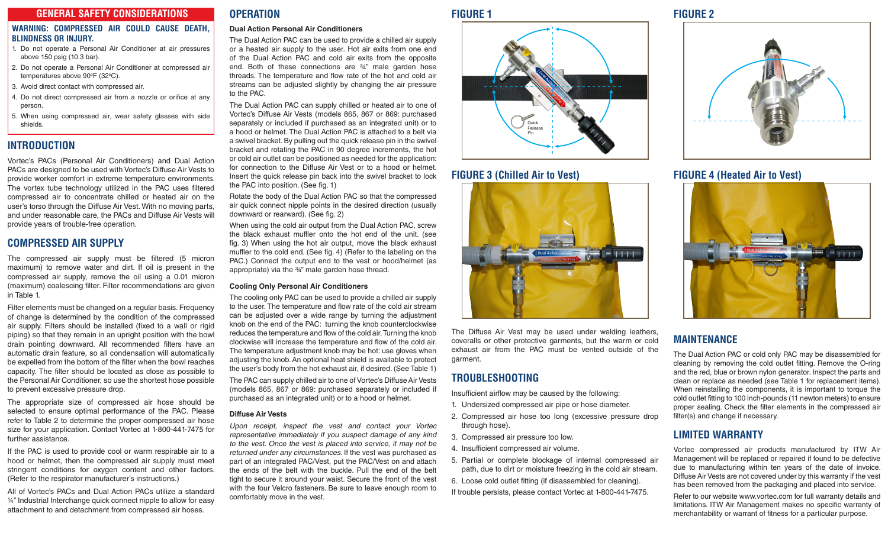## GENERAL SAFETY CONSIDERATIONS

**WARNING: COMPRESSED AIR COULD CAUSE DEATH, BLINDNESS OR INJURY.**

1. Do not operate a Personal Air Conditioner at air pressures above 150 psig (10.3 bar).
2. Do not operate a Personal Air Conditioner at compressed air temperatures above 90°F (32°C).
3. Avoid direct contact with compressed air.
4. Do not direct compressed air from a nozzle or orifice at any person.
5. When using compressed air, wear safety glasses with side shields.

## INTRODUCTION

Vortec's PACs (Personal Air Conditioners) and Dual Action PACs are designed to be used with Vortec's Diffuse Air Vests to provide worker comfort in extreme temperature environments. The vortex tube technology utilized in the PAC uses filtered compressed air to concentrate chilled or heated air on the user's torso through the Diffuse Air Vest. With no moving parts, and under reasonable care, the PACs and Diffuse Air Vests will provide years of trouble-free operation.

## COMPRESSED AIR SUPPLY

The compressed air supply must be filtered (5 micron maximum) to remove water and dirt. If oil is present in the compressed air supply, remove the oil using a 0.01 micron (maximum) coalescing filter. Filter recommendations are given in Table 1.

Filter elements must be changed on a regular basis. Frequency of change is determined by the condition of the compressed air supply. Filters should be installed (fixed to a wall or rigid piping) so that they remain in an upright position with the bowl drain pointing downward. All recommended filters have an automatic drain feature, so all condensation will automatically be expelled from the bottom of the filter when the bowl reaches capacity. The filter should be located as close as possible to the Personal Air Conditioner, so use the shortest hose possible to prevent excessive pressure drop.

The appropriate size of compressed air hose should be selected to ensure optimal performance of the PAC. Please refer to Table 2 to determine the proper compressed air hose size for your application. Contact Vortec at 1-800-441-7475 for further assistance.

If the PAC is used to provide cool or warm respirable air to a hood or helmet, then the compressed air supply must meet stringent conditions for oxygen content and other factors. (Refer to the respirator manufacturer's instructions.)

All of Vortec's PACs and Dual Action PACs utilize a standard ¼" Industrial Interchange quick connect nipple to allow for easy attachment to and detachment from compressed air hoses.

## OPERATION

### Dual Action Personal Air Conditioners

The Dual Action PAC can be used to provide a chilled air supply or a heated air supply to the user. Hot air exits from one end of the Dual Action PAC and cold air exits from the opposite end. Both of these connections are ¾" male garden hose threads. The temperature and flow rate of the hot and cold air streams can be adjusted slightly by changing the air pressure to the PAC.

The Dual Action PAC can supply chilled or heated air to one of Vortec's Diffuse Air Vests (models 865, 867 or 869: purchased separately or included if purchased as an integrated unit) or to a hood or helmet. The Dual Action PAC is attached to a belt via a swivel bracket. By pulling out the quick release pin in the swivel bracket and rotating the PAC in 90 degree increments, the hot or cold air outlet can be positioned as needed for the application: for connection to the Diffuse Air Vest or to a hood or helmet. Insert the quick release pin back into the swivel bracket to lock the PAC into position. (See fig. 1)

Rotate the body of the Dual Action PAC so that the compressed air quick connect nipple points in the desired direction (usually downward or rearward). (See fig. 2)

When using the cold air output from the Dual Action PAC, screw the black exhaust muffler onto the hot end of the unit. (see fig. 3) When using the hot air output, move the black exhaust muffler to the cold end. (See fig. 4) (Refer to the labeling on the PAC.) Connect the output end to the vest or hood/helmet (as appropriate) via the ¾" male garden hose thread.

### Cooling Only Personal Air Conditioners

The cooling only PAC can be used to provide a chilled air supply to the user. The temperature and flow rate of the cold air stream can be adjusted over a wide range by turning the adjustment knob on the end of the PAC: turning the knob counterclockwise reduces the temperature and flow of the cold air. Turning the knob clockwise will increase the temperature and flow of the cold air. The temperature adjustment knob may be hot: use gloves when adjusting the knob. An optional heat shield is available to protect the user's body from the hot exhaust air, if desired. (See Table 1)

The PAC can supply chilled air to one of Vortec's Diffuse Air Vests (models 865, 867 or 869: purchased separately or included if purchased as an integrated unit) or to a hood or helmet.

### Diffuse Air Vests

*Upon receipt, inspect the vest and contact your Vortec representative immediately if you suspect damage of any kind to the vest. Once the vest is placed into service, it may not be returned under any circumstances.* If the vest was purchased as part of an integrated PAC/Vest, put the PAC/Vest on and attach the ends of the belt with the buckle. Pull the end of the belt tight to secure it around your waist. Secure the front of the vest with the four Velcro fasteners. Be sure to leave enough room to comfortably move in the vest.

### FIGURE 1

Quick Release Pin

### FIGURE 2

### FIGURE 3 (Chilled Air to Vest)

### FIGURE 4 (Heated Air to Vest)

The Diffuse Air Vest may be used under welding leathers, coveralls or other protective garments, but the warm or cold exhaust air from the PAC must be vented outside of the garment.

## TROUBLESHOOTING

Insufficient airflow may be caused by the following:

1. Undersized compressed air pipe or hose diameter.
2. Compressed air hose too long (excessive pressure drop through hose).
3. Compressed air pressure too low.
4. Insufficient compressed air volume.
5. Partial or complete blockage of internal compressed air path, due to dirt or moisture freezing in the cold air stream.
6. Loose cold outlet fitting (if disassembled for cleaning).

If trouble persists, please contact Vortec at 1-800-441-7475.

## MAINTENANCE

The Dual Action PAC or cold only PAC may be disassembled for cleaning by removing the cold outlet fitting. Remove the O-ring and the red, blue or brown nylon generator. Inspect the parts and clean or replace as needed (see Table 1 for replacement items). When reinstalling the components, it is important to torque the cold outlet fitting to 100 inch-pounds (11 newton meters) to ensure proper sealing. Check the filter elements in the compressed air filter(s) and change if necessary.

## LIMITED WARRANTY

Vortec compressed air products manufactured by ITW Air Management will be replaced or repaired if found to be defective due to manufacturing within ten years of the date of invoice. Diffuse Air Vests are not covered under by this warranty if the vest has been removed from the packaging and placed into service.

Refer to our website www.vortec.com for full warranty details and limitations. ITW Air Management makes no specific warranty of merchantability or warrant of fitness for a particular purpose.